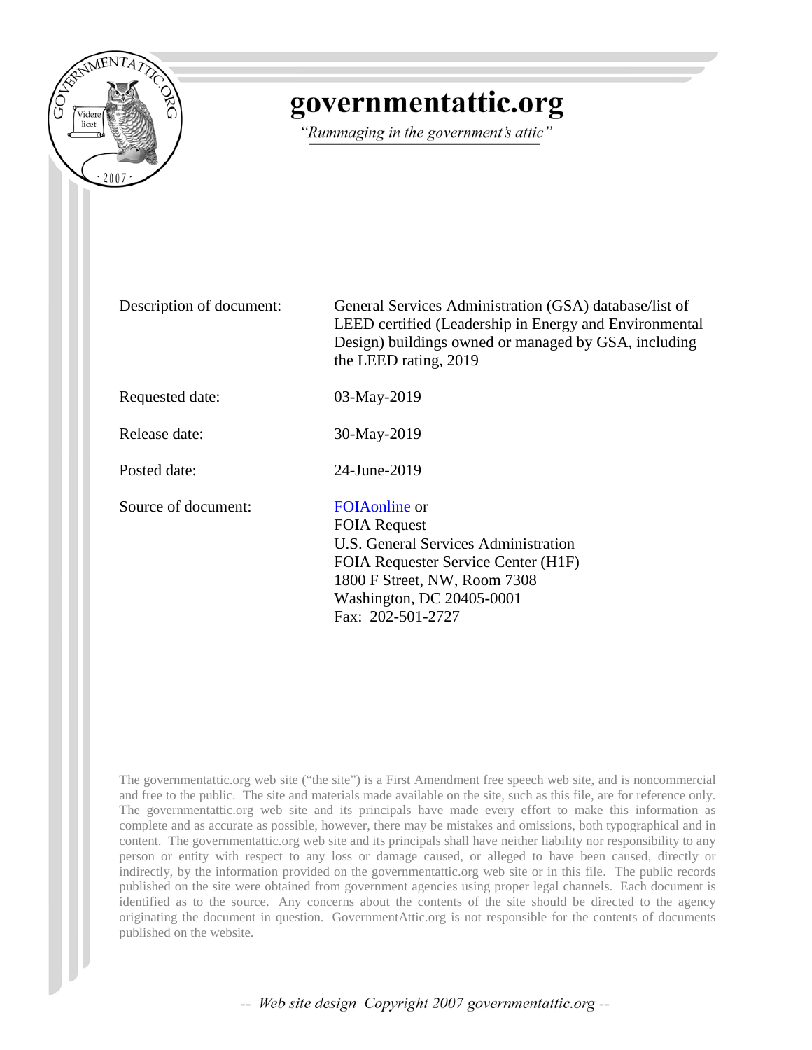# governmentattic.org

*"Rummaging in the government's attic"*

| | |
|---|---|
| Description of document: | General Services Administration (GSA) database/list of LEED certified (Leadership in Energy and Environmental Design) buildings owned or managed by GSA, including the LEED rating, 2019 |
| Requested date: | 03-May-2019 |
| Release date: | 30-May-2019 |
| Posted date: | 24-June-2019 |
| Source of document: | FOIAonline or<br>FOIA Request<br>U.S. General Services Administration<br>FOIA Requester Service Center (H1F)<br>1800 F Street, NW, Room 7308<br>Washington, DC 20405-0001<br>Fax: 202-501-2727 |

The governmentattic.org web site ("the site") is a First Amendment free speech web site, and is noncommercial and free to the public. The site and materials made available on the site, such as this file, are for reference only. The governmentattic.org web site and its principals have made every effort to make this information as complete and as accurate as possible, however, there may be mistakes and omissions, both typographical and in content. The governmentattic.org web site and its principals shall have neither liability nor responsibility to any person or entity with respect to any loss or damage caused, or alleged to have been caused, directly or indirectly, by the information provided on the governmentattic.org web site or in this file. The public records published on the site were obtained from government agencies using proper legal channels. Each document is identified as to the source. Any concerns about the contents of the site should be directed to the agency originating the document in question. GovernmentAttic.org is not responsible for the contents of documents published on the website.

-- Web site design Copyright 2007 governmentattic.org --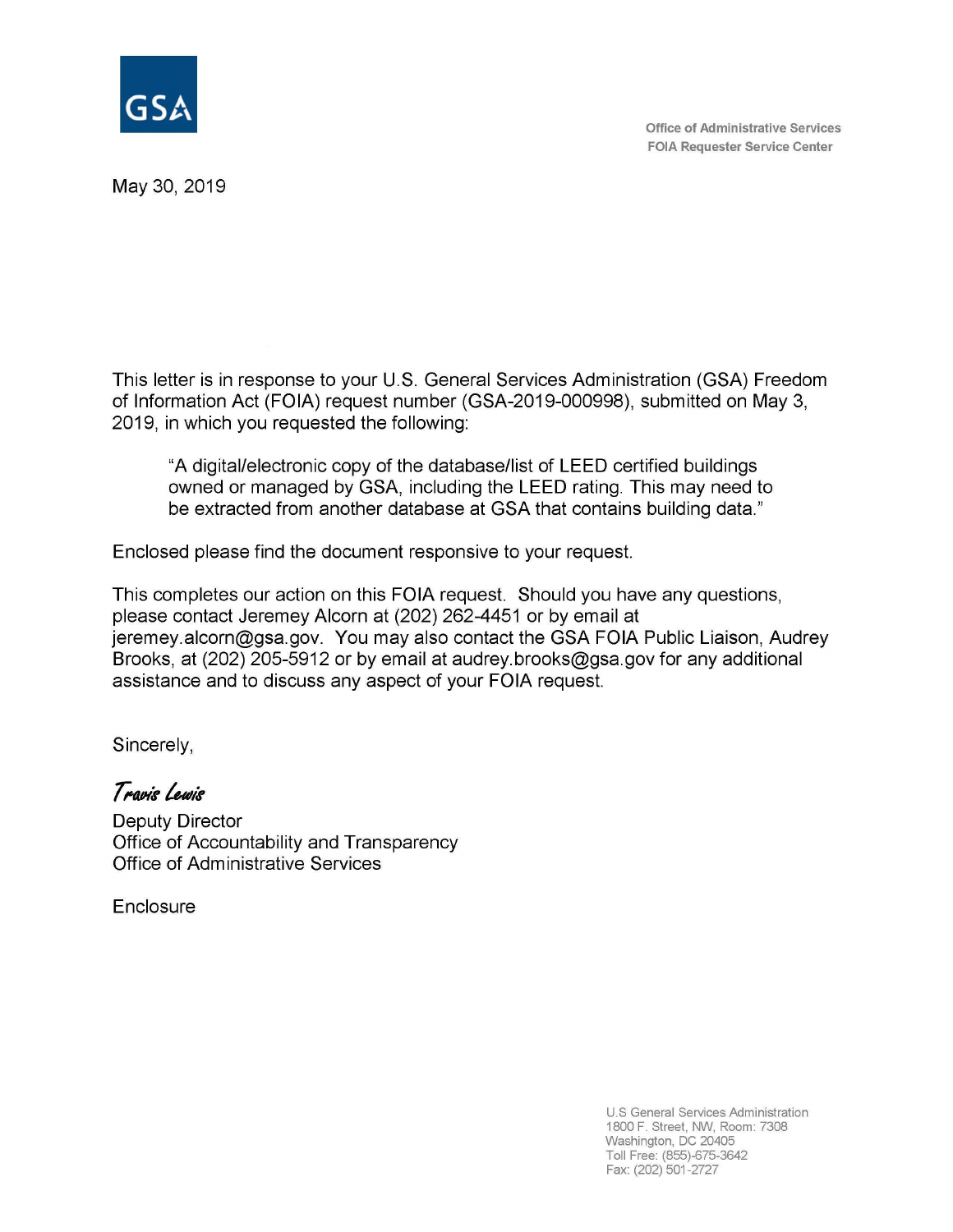GSA

Office of Administrative Services
FOIA Requester Service Center

May 30, 2019

This letter is in response to your U.S. General Services Administration (GSA) Freedom of Information Act (FOIA) request number (GSA-2019-000998), submitted on May 3, 2019, in which you requested the following:

> "A digital/electronic copy of the database/list of LEED certified buildings owned or managed by GSA, including the LEED rating. This may need to be extracted from another database at GSA that contains building data."

Enclosed please find the document responsive to your request.

This completes our action on this FOIA request. Should you have any questions, please contact Jeremey Alcorn at (202) 262-4451 or by email at jeremey.alcorn@gsa.gov. You may also contact the GSA FOIA Public Liaison, Audrey Brooks, at (202) 205-5912 or by email at audrey.brooks@gsa.gov for any additional assistance and to discuss any aspect of your FOIA request.

Sincerely,

*Travis Lewis*

Deputy Director
Office of Accountability and Transparency
Office of Administrative Services

Enclosure

U.S General Services Administration
1800 F. Street, NW, Room: 7308
Washington, DC 20405
Toll Free: (855)-675-3642
Fax: (202) 501-2727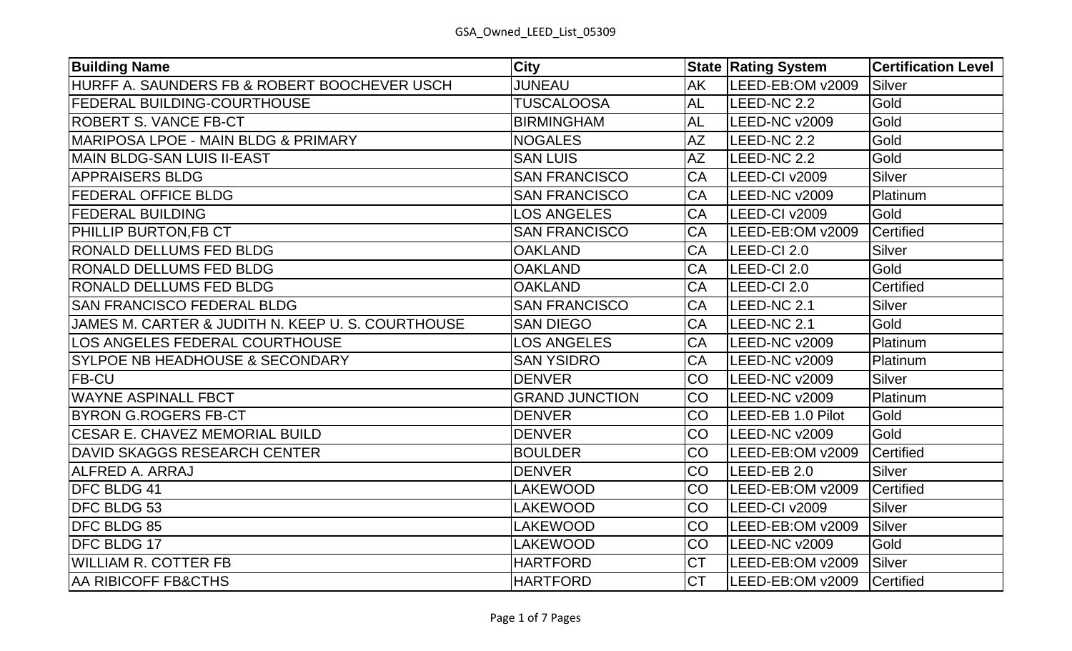| Building Name | City | State | Rating System | Certification Level |
|---|---|---|---|---|
| HURFF A. SAUNDERS FB & ROBERT BOOCHEVER USCH | JUNEAU | AK | LEED-EB:OM v2009 | Silver |
| FEDERAL BUILDING-COURTHOUSE | TUSCALOOSA | AL | LEED-NC 2.2 | Gold |
| ROBERT S. VANCE FB-CT | BIRMINGHAM | AL | LEED-NC v2009 | Gold |
| MARIPOSA LPOE - MAIN BLDG & PRIMARY | NOGALES | AZ | LEED-NC 2.2 | Gold |
| MAIN BLDG-SAN LUIS II-EAST | SAN LUIS | AZ | LEED-NC 2.2 | Gold |
| APPRAISERS BLDG | SAN FRANCISCO | CA | LEED-CI v2009 | Silver |
| FEDERAL OFFICE BLDG | SAN FRANCISCO | CA | LEED-NC v2009 | Platinum |
| FEDERAL BUILDING | LOS ANGELES | CA | LEED-CI v2009 | Gold |
| PHILLIP BURTON,FB CT | SAN FRANCISCO | CA | LEED-EB:OM v2009 | Certified |
| RONALD DELLUMS FED BLDG | OAKLAND | CA | LEED-CI 2.0 | Silver |
| RONALD DELLUMS FED BLDG | OAKLAND | CA | LEED-CI 2.0 | Gold |
| RONALD DELLUMS FED BLDG | OAKLAND | CA | LEED-CI 2.0 | Certified |
| SAN FRANCISCO FEDERAL BLDG | SAN FRANCISCO | CA | LEED-NC 2.1 | Silver |
| JAMES M. CARTER & JUDITH N. KEEP U. S. COURTHOUSE | SAN DIEGO | CA | LEED-NC 2.1 | Gold |
| LOS ANGELES FEDERAL COURTHOUSE | LOS ANGELES | CA | LEED-NC v2009 | Platinum |
| SYLPOE NB HEADHOUSE & SECONDARY | SAN YSIDRO | CA | LEED-NC v2009 | Platinum |
| FB-CU | DENVER | CO | LEED-NC v2009 | Silver |
| WAYNE ASPINALL FBCT | GRAND JUNCTION | CO | LEED-NC v2009 | Platinum |
| BYRON G.ROGERS FB-CT | DENVER | CO | LEED-EB 1.0 Pilot | Gold |
| CESAR E. CHAVEZ MEMORIAL BUILD | DENVER | CO | LEED-NC v2009 | Gold |
| DAVID SKAGGS RESEARCH CENTER | BOULDER | CO | LEED-EB:OM v2009 | Certified |
| ALFRED A. ARRAJ | DENVER | CO | LEED-EB 2.0 | Silver |
| DFC BLDG 41 | LAKEWOOD | CO | LEED-EB:OM v2009 | Certified |
| DFC BLDG 53 | LAKEWOOD | CO | LEED-CI v2009 | Silver |
| DFC BLDG 85 | LAKEWOOD | CO | LEED-EB:OM v2009 | Silver |
| DFC BLDG 17 | LAKEWOOD | CO | LEED-NC v2009 | Gold |
| WILLIAM R. COTTER FB | HARTFORD | CT | LEED-EB:OM v2009 | Silver |
| AA RIBICOFF FB&CTHS | HARTFORD | CT | LEED-EB:OM v2009 | Certified |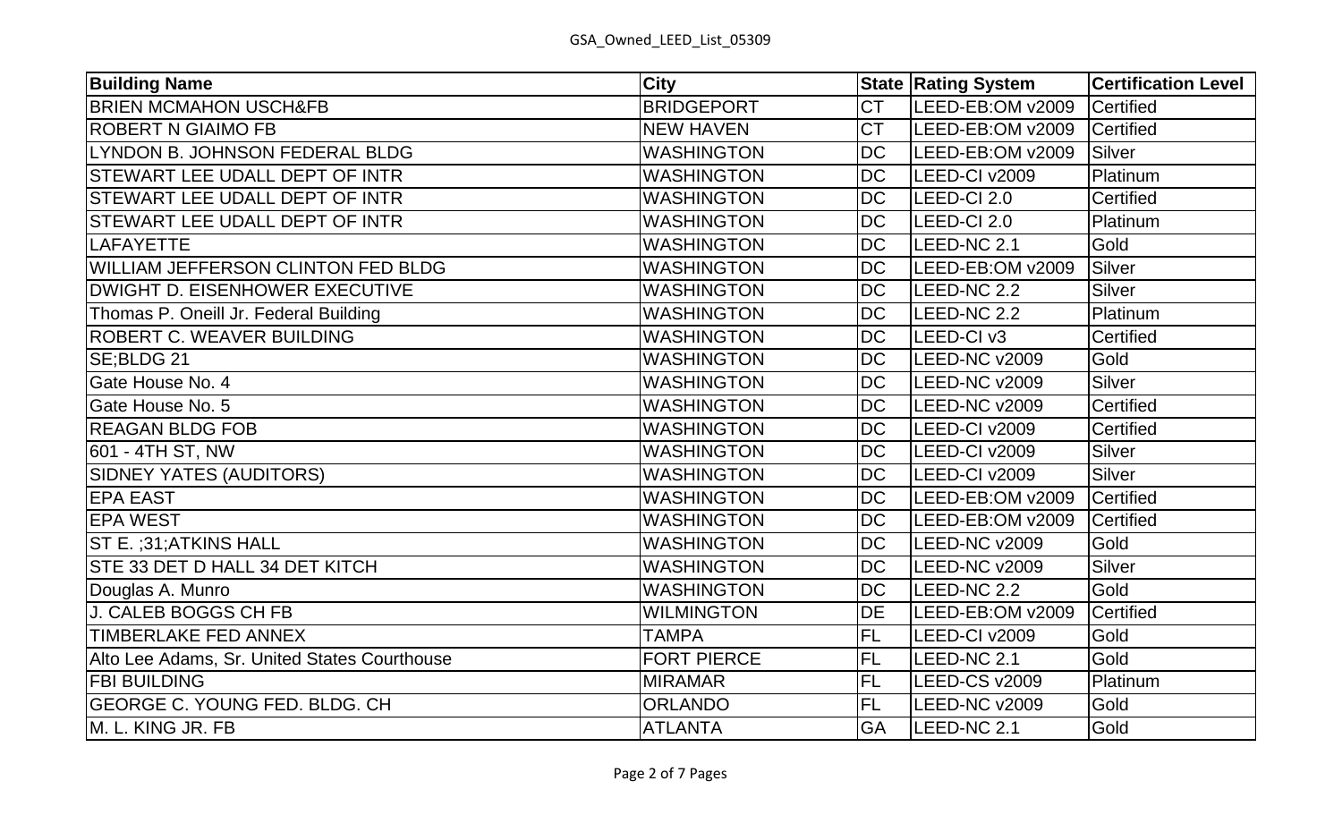| Building Name | City | State | Rating System | Certification Level |
|---|---|---|---|---|
| BRIEN MCMAHON USCH&FB | BRIDGEPORT | CT | LEED-EB:OM v2009 | Certified |
| ROBERT N GIAIMO FB | NEW HAVEN | CT | LEED-EB:OM v2009 | Certified |
| LYNDON B. JOHNSON FEDERAL BLDG | WASHINGTON | DC | LEED-EB:OM v2009 | Silver |
| STEWART LEE UDALL DEPT OF INTR | WASHINGTON | DC | LEED-CI v2009 | Platinum |
| STEWART LEE UDALL DEPT OF INTR | WASHINGTON | DC | LEED-CI 2.0 | Certified |
| STEWART LEE UDALL DEPT OF INTR | WASHINGTON | DC | LEED-CI 2.0 | Platinum |
| LAFAYETTE | WASHINGTON | DC | LEED-NC 2.1 | Gold |
| WILLIAM JEFFERSON CLINTON FED BLDG | WASHINGTON | DC | LEED-EB:OM v2009 | Silver |
| DWIGHT D. EISENHOWER EXECUTIVE | WASHINGTON | DC | LEED-NC 2.2 | Silver |
| Thomas P. Oneill Jr. Federal Building | WASHINGTON | DC | LEED-NC 2.2 | Platinum |
| ROBERT C. WEAVER BUILDING | WASHINGTON | DC | LEED-CI v3 | Certified |
| SE;BLDG 21 | WASHINGTON | DC | LEED-NC v2009 | Gold |
| Gate House No. 4 | WASHINGTON | DC | LEED-NC v2009 | Silver |
| Gate House No. 5 | WASHINGTON | DC | LEED-NC v2009 | Certified |
| REAGAN BLDG FOB | WASHINGTON | DC | LEED-CI v2009 | Certified |
| 601 - 4TH ST, NW | WASHINGTON | DC | LEED-CI v2009 | Silver |
| SIDNEY YATES (AUDITORS) | WASHINGTON | DC | LEED-CI v2009 | Silver |
| EPA EAST | WASHINGTON | DC | LEED-EB:OM v2009 | Certified |
| EPA WEST | WASHINGTON | DC | LEED-EB:OM v2009 | Certified |
| ST E. ;31;ATKINS HALL | WASHINGTON | DC | LEED-NC v2009 | Gold |
| STE 33 DET D HALL 34 DET KITCH | WASHINGTON | DC | LEED-NC v2009 | Silver |
| Douglas A. Munro | WASHINGTON | DC | LEED-NC 2.2 | Gold |
| J. CALEB BOGGS CH FB | WILMINGTON | DE | LEED-EB:OM v2009 | Certified |
| TIMBERLAKE FED ANNEX | TAMPA | FL | LEED-CI v2009 | Gold |
| Alto Lee Adams, Sr. United States Courthouse | FORT PIERCE | FL | LEED-NC 2.1 | Gold |
| FBI BUILDING | MIRAMAR | FL | LEED-CS v2009 | Platinum |
| GEORGE C. YOUNG FED. BLDG. CH | ORLANDO | FL | LEED-NC v2009 | Gold |
| M. L. KING JR. FB | ATLANTA | GA | LEED-NC 2.1 | Gold |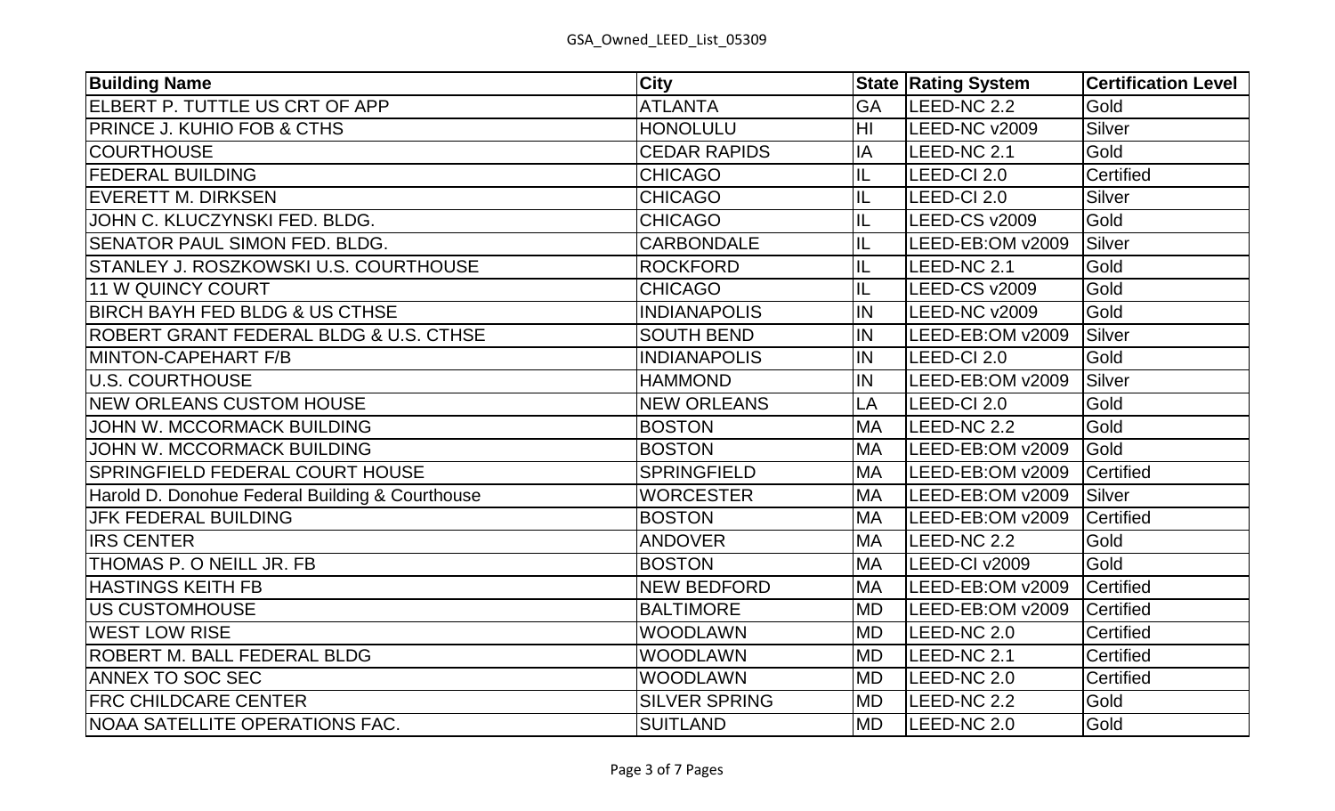| Building Name | City | State | Rating System | Certification Level |
|---|---|---|---|---|
| ELBERT P. TUTTLE US CRT OF APP | ATLANTA | GA | LEED-NC 2.2 | Gold |
| PRINCE J. KUHIO FOB & CTHS | HONOLULU | HI | LEED-NC v2009 | Silver |
| COURTHOUSE | CEDAR RAPIDS | IA | LEED-NC 2.1 | Gold |
| FEDERAL BUILDING | CHICAGO | IL | LEED-CI 2.0 | Certified |
| EVERETT M. DIRKSEN | CHICAGO | IL | LEED-CI 2.0 | Silver |
| JOHN C. KLUCZYNSKI FED. BLDG. | CHICAGO | IL | LEED-CS v2009 | Gold |
| SENATOR PAUL SIMON FED. BLDG. | CARBONDALE | IL | LEED-EB:OM v2009 | Silver |
| STANLEY J. ROSZKOWSKI U.S. COURTHOUSE | ROCKFORD | IL | LEED-NC 2.1 | Gold |
| 11 W QUINCY COURT | CHICAGO | IL | LEED-CS v2009 | Gold |
| BIRCH BAYH FED BLDG & US CTHSE | INDIANAPOLIS | IN | LEED-NC v2009 | Gold |
| ROBERT GRANT FEDERAL BLDG & U.S. CTHSE | SOUTH BEND | IN | LEED-EB:OM v2009 | Silver |
| MINTON-CAPEHART F/B | INDIANAPOLIS | IN | LEED-CI 2.0 | Gold |
| U.S. COURTHOUSE | HAMMOND | IN | LEED-EB:OM v2009 | Silver |
| NEW ORLEANS CUSTOM HOUSE | NEW ORLEANS | LA | LEED-CI 2.0 | Gold |
| JOHN W. MCCORMACK BUILDING | BOSTON | MA | LEED-NC 2.2 | Gold |
| JOHN W. MCCORMACK BUILDING | BOSTON | MA | LEED-EB:OM v2009 | Gold |
| SPRINGFIELD FEDERAL COURT HOUSE | SPRINGFIELD | MA | LEED-EB:OM v2009 | Certified |
| Harold D. Donohue Federal Building & Courthouse | WORCESTER | MA | LEED-EB:OM v2009 | Silver |
| JFK FEDERAL BUILDING | BOSTON | MA | LEED-EB:OM v2009 | Certified |
| IRS CENTER | ANDOVER | MA | LEED-NC 2.2 | Gold |
| THOMAS P. O NEILL JR. FB | BOSTON | MA | LEED-CI v2009 | Gold |
| HASTINGS KEITH FB | NEW BEDFORD | MA | LEED-EB:OM v2009 | Certified |
| US CUSTOMHOUSE | BALTIMORE | MD | LEED-EB:OM v2009 | Certified |
| WEST LOW RISE | WOODLAWN | MD | LEED-NC 2.0 | Certified |
| ROBERT M. BALL FEDERAL BLDG | WOODLAWN | MD | LEED-NC 2.1 | Certified |
| ANNEX TO SOC SEC | WOODLAWN | MD | LEED-NC 2.0 | Certified |
| FRC CHILDCARE CENTER | SILVER SPRING | MD | LEED-NC 2.2 | Gold |
| NOAA SATELLITE OPERATIONS FAC. | SUITLAND | MD | LEED-NC 2.0 | Gold |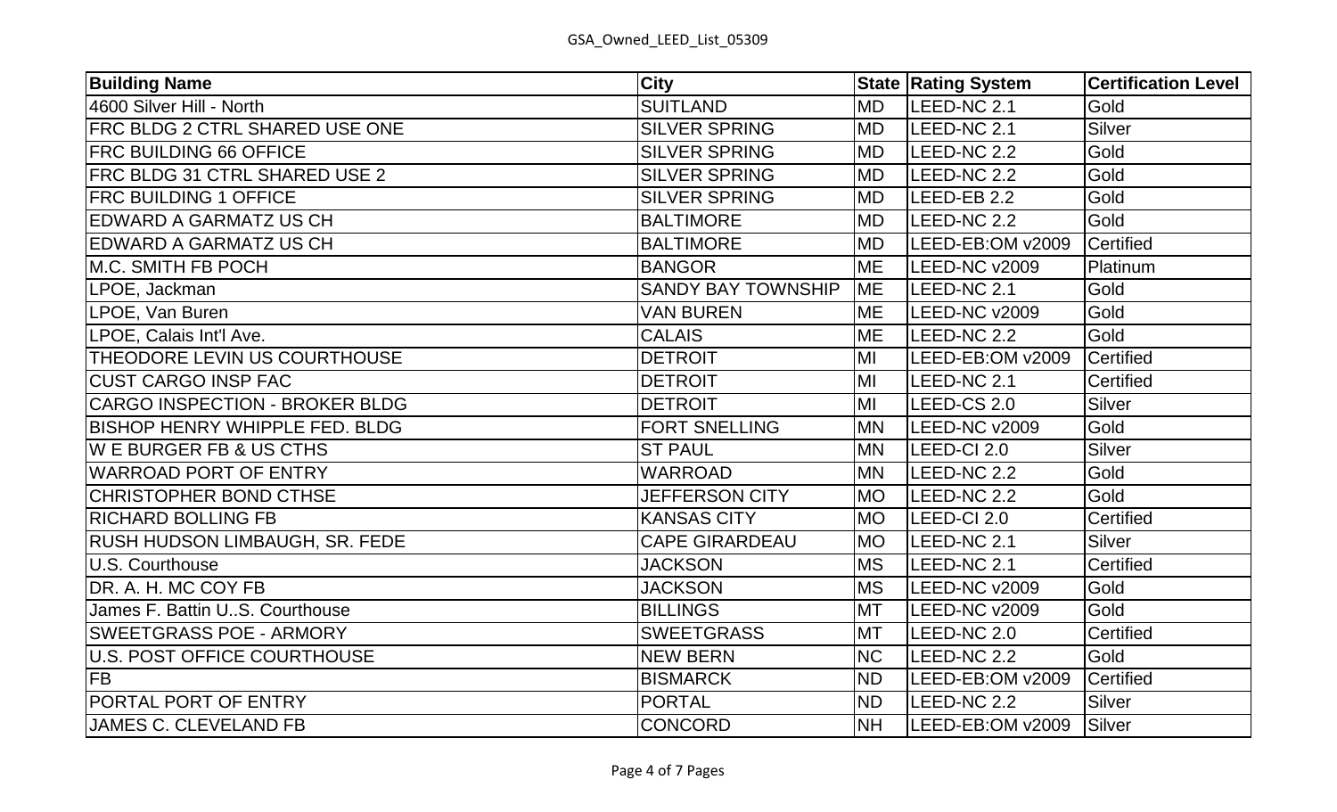| Building Name | City | State | Rating System | Certification Level |
| --- | --- | --- | --- | --- |
| 4600 Silver Hill - North | SUITLAND | MD | LEED-NC 2.1 | Gold |
| FRC BLDG 2 CTRL SHARED USE ONE | SILVER SPRING | MD | LEED-NC 2.1 | Silver |
| FRC BUILDING 66 OFFICE | SILVER SPRING | MD | LEED-NC 2.2 | Gold |
| FRC BLDG 31 CTRL SHARED USE 2 | SILVER SPRING | MD | LEED-NC 2.2 | Gold |
| FRC BUILDING 1 OFFICE | SILVER SPRING | MD | LEED-EB 2.2 | Gold |
| EDWARD A GARMATZ US CH | BALTIMORE | MD | LEED-NC 2.2 | Gold |
| EDWARD A GARMATZ US CH | BALTIMORE | MD | LEED-EB:OM v2009 | Certified |
| M.C. SMITH FB POCH | BANGOR | ME | LEED-NC v2009 | Platinum |
| LPOE, Jackman | SANDY BAY TOWNSHIP | ME | LEED-NC 2.1 | Gold |
| LPOE, Van Buren | VAN BUREN | ME | LEED-NC v2009 | Gold |
| LPOE, Calais Int'l Ave. | CALAIS | ME | LEED-NC 2.2 | Gold |
| THEODORE LEVIN US COURTHOUSE | DETROIT | MI | LEED-EB:OM v2009 | Certified |
| CUST CARGO INSP FAC | DETROIT | MI | LEED-NC 2.1 | Certified |
| CARGO INSPECTION - BROKER BLDG | DETROIT | MI | LEED-CS 2.0 | Silver |
| BISHOP HENRY WHIPPLE FED. BLDG | FORT SNELLING | MN | LEED-NC v2009 | Gold |
| W E BURGER FB & US CTHS | ST PAUL | MN | LEED-CI 2.0 | Silver |
| WARROAD PORT OF ENTRY | WARROAD | MN | LEED-NC 2.2 | Gold |
| CHRISTOPHER BOND CTHSE | JEFFERSON CITY | MO | LEED-NC 2.2 | Gold |
| RICHARD BOLLING FB | KANSAS CITY | MO | LEED-CI 2.0 | Certified |
| RUSH HUDSON LIMBAUGH, SR. FEDE | CAPE GIRARDEAU | MO | LEED-NC 2.1 | Silver |
| U.S. Courthouse | JACKSON | MS | LEED-NC 2.1 | Certified |
| DR. A. H. MC COY FB | JACKSON | MS | LEED-NC v2009 | Gold |
| James F. Battin U..S. Courthouse | BILLINGS | MT | LEED-NC v2009 | Gold |
| SWEETGRASS POE - ARMORY | SWEETGRASS | MT | LEED-NC 2.0 | Certified |
| U.S. POST OFFICE COURTHOUSE | NEW BERN | NC | LEED-NC 2.2 | Gold |
| FB | BISMARCK | ND | LEED-EB:OM v2009 | Certified |
| PORTAL PORT OF ENTRY | PORTAL | ND | LEED-NC 2.2 | Silver |
| JAMES C. CLEVELAND FB | CONCORD | NH | LEED-EB:OM v2009 | Silver |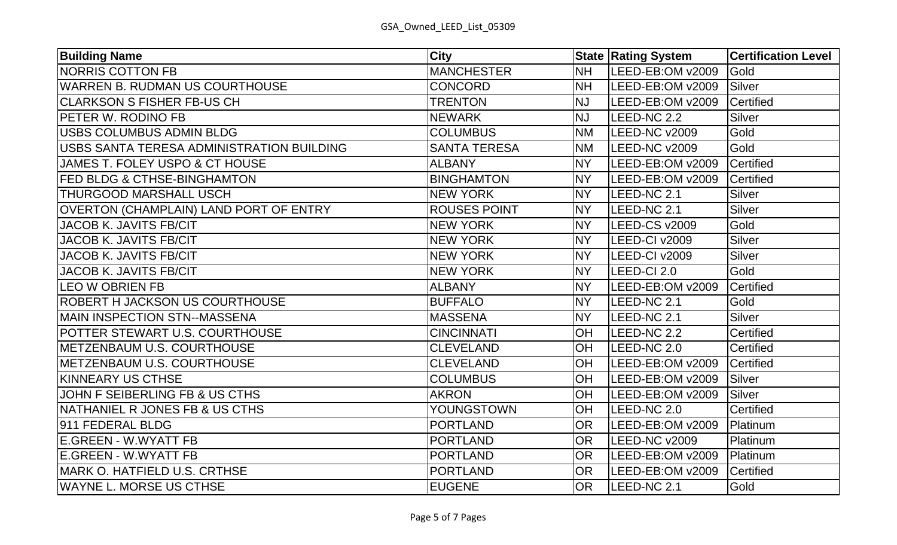| Building Name | City | State | Rating System | Certification Level |
|---|---|---|---|---|
| NORRIS COTTON FB | MANCHESTER | NH | LEED-EB:OM v2009 | Gold |
| WARREN B. RUDMAN US COURTHOUSE | CONCORD | NH | LEED-EB:OM v2009 | Silver |
| CLARKSON S FISHER FB-US CH | TRENTON | NJ | LEED-EB:OM v2009 | Certified |
| PETER W. RODINO FB | NEWARK | NJ | LEED-NC 2.2 | Silver |
| USBS COLUMBUS ADMIN BLDG | COLUMBUS | NM | LEED-NC v2009 | Gold |
| USBS SANTA TERESA ADMINISTRATION BUILDING | SANTA TERESA | NM | LEED-NC v2009 | Gold |
| JAMES T. FOLEY USPO & CT HOUSE | ALBANY | NY | LEED-EB:OM v2009 | Certified |
| FED BLDG & CTHSE-BINGHAMTON | BINGHAMTON | NY | LEED-EB:OM v2009 | Certified |
| THURGOOD MARSHALL USCH | NEW YORK | NY | LEED-NC 2.1 | Silver |
| OVERTON (CHAMPLAIN) LAND PORT OF ENTRY | ROUSES POINT | NY | LEED-NC 2.1 | Silver |
| JACOB K. JAVITS FB/CIT | NEW YORK | NY | LEED-CS v2009 | Gold |
| JACOB K. JAVITS FB/CIT | NEW YORK | NY | LEED-CI v2009 | Silver |
| JACOB K. JAVITS FB/CIT | NEW YORK | NY | LEED-CI v2009 | Silver |
| JACOB K. JAVITS FB/CIT | NEW YORK | NY | LEED-CI 2.0 | Gold |
| LEO W OBRIEN FB | ALBANY | NY | LEED-EB:OM v2009 | Certified |
| ROBERT H JACKSON US COURTHOUSE | BUFFALO | NY | LEED-NC 2.1 | Gold |
| MAIN INSPECTION STN--MASSENA | MASSENA | NY | LEED-NC 2.1 | Silver |
| POTTER STEWART U.S. COURTHOUSE | CINCINNATI | OH | LEED-NC 2.2 | Certified |
| METZENBAUM U.S. COURTHOUSE | CLEVELAND | OH | LEED-NC 2.0 | Certified |
| METZENBAUM U.S. COURTHOUSE | CLEVELAND | OH | LEED-EB:OM v2009 | Certified |
| KINNEARY US CTHSE | COLUMBUS | OH | LEED-EB:OM v2009 | Silver |
| JOHN F SEIBERLING FB & US CTHS | AKRON | OH | LEED-EB:OM v2009 | Silver |
| NATHANIEL R JONES FB & US CTHS | YOUNGSTOWN | OH | LEED-NC 2.0 | Certified |
| 911 FEDERAL BLDG | PORTLAND | OR | LEED-EB:OM v2009 | Platinum |
| E.GREEN - W.WYATT FB | PORTLAND | OR | LEED-NC v2009 | Platinum |
| E.GREEN - W.WYATT FB | PORTLAND | OR | LEED-EB:OM v2009 | Platinum |
| MARK O. HATFIELD U.S. CRTHSE | PORTLAND | OR | LEED-EB:OM v2009 | Certified |
| WAYNE L. MORSE US CTHSE | EUGENE | OR | LEED-NC 2.1 | Gold |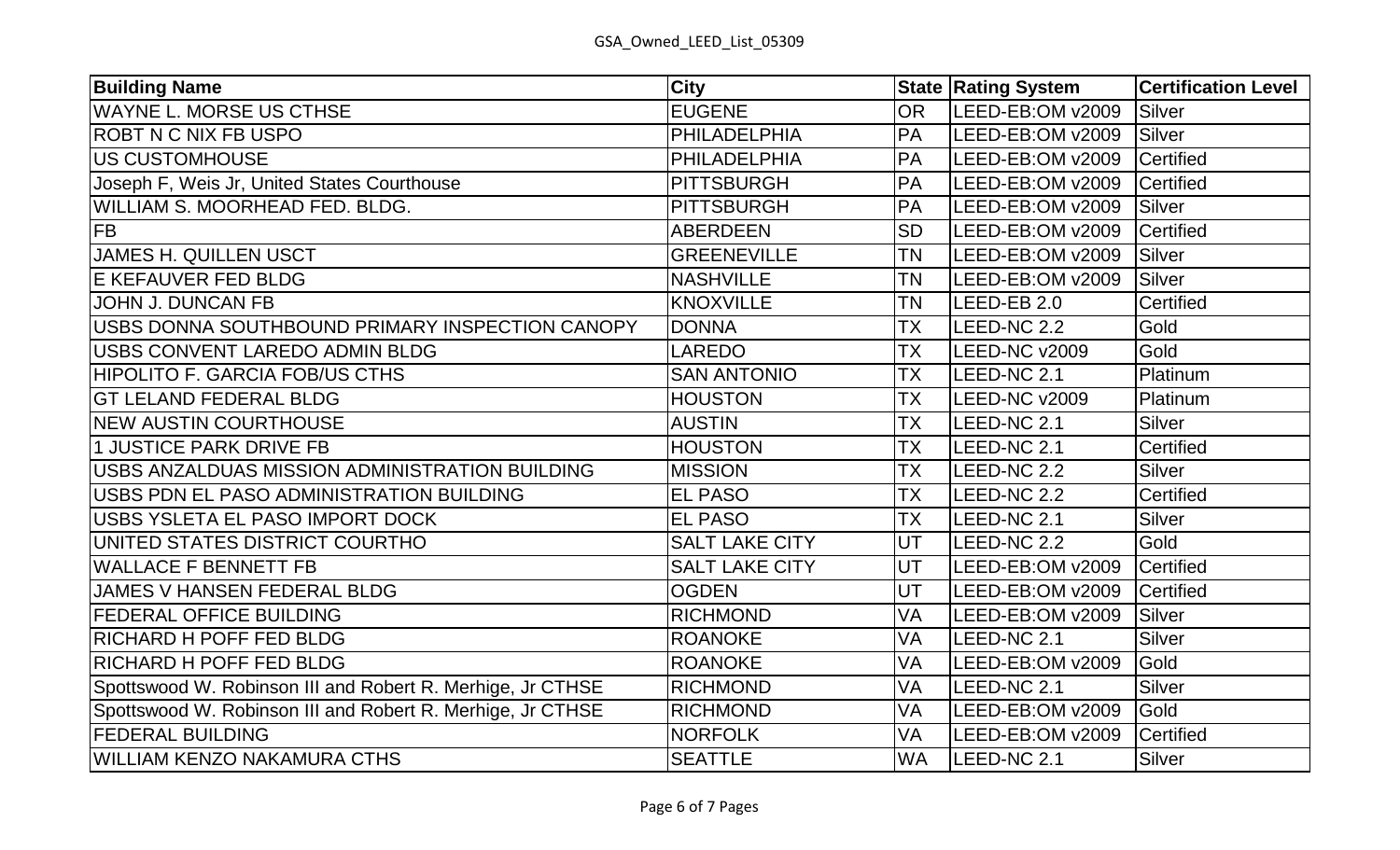| Building Name | City | State | Rating System | Certification Level |
|---|---|---|---|---|
| WAYNE L. MORSE US CTHSE | EUGENE | OR | LEED-EB:OM v2009 | Silver |
| ROBT N C NIX FB USPO | PHILADELPHIA | PA | LEED-EB:OM v2009 | Silver |
| US CUSTOMHOUSE | PHILADELPHIA | PA | LEED-EB:OM v2009 | Certified |
| Joseph F, Weis Jr, United States Courthouse | PITTSBURGH | PA | LEED-EB:OM v2009 | Certified |
| WILLIAM S. MOORHEAD FED. BLDG. | PITTSBURGH | PA | LEED-EB:OM v2009 | Silver |
| FB | ABERDEEN | SD | LEED-EB:OM v2009 | Certified |
| JAMES H. QUILLEN USCT | GREENEVILLE | TN | LEED-EB:OM v2009 | Silver |
| E KEFAUVER FED BLDG | NASHVILLE | TN | LEED-EB:OM v2009 | Silver |
| JOHN J. DUNCAN FB | KNOXVILLE | TN | LEED-EB 2.0 | Certified |
| USBS DONNA SOUTHBOUND PRIMARY INSPECTION CANOPY | DONNA | TX | LEED-NC 2.2 | Gold |
| USBS CONVENT LAREDO ADMIN BLDG | LAREDO | TX | LEED-NC v2009 | Gold |
| HIPOLITO F. GARCIA FOB/US CTHS | SAN ANTONIO | TX | LEED-NC 2.1 | Platinum |
| GT LELAND FEDERAL BLDG | HOUSTON | TX | LEED-NC v2009 | Platinum |
| NEW AUSTIN COURTHOUSE | AUSTIN | TX | LEED-NC 2.1 | Silver |
| 1 JUSTICE PARK DRIVE FB | HOUSTON | TX | LEED-NC 2.1 | Certified |
| USBS ANZALDUAS MISSION ADMINISTRATION BUILDING | MISSION | TX | LEED-NC 2.2 | Silver |
| USBS PDN EL PASO ADMINISTRATION BUILDING | EL PASO | TX | LEED-NC 2.2 | Certified |
| USBS YSLETA EL PASO IMPORT DOCK | EL PASO | TX | LEED-NC 2.1 | Silver |
| UNITED STATES DISTRICT COURTHO | SALT LAKE CITY | UT | LEED-NC 2.2 | Gold |
| WALLACE F BENNETT FB | SALT LAKE CITY | UT | LEED-EB:OM v2009 | Certified |
| JAMES V HANSEN FEDERAL BLDG | OGDEN | UT | LEED-EB:OM v2009 | Certified |
| FEDERAL OFFICE BUILDING | RICHMOND | VA | LEED-EB:OM v2009 | Silver |
| RICHARD H POFF FED BLDG | ROANOKE | VA | LEED-NC 2.1 | Silver |
| RICHARD H POFF FED BLDG | ROANOKE | VA | LEED-EB:OM v2009 | Gold |
| Spottswood W. Robinson III and Robert R. Merhige, Jr CTHSE | RICHMOND | VA | LEED-NC 2.1 | Silver |
| Spottswood W. Robinson III and Robert R. Merhige, Jr CTHSE | RICHMOND | VA | LEED-EB:OM v2009 | Gold |
| FEDERAL BUILDING | NORFOLK | VA | LEED-EB:OM v2009 | Certified |
| WILLIAM KENZO NAKAMURA CTHS | SEATTLE | WA | LEED-NC 2.1 | Silver |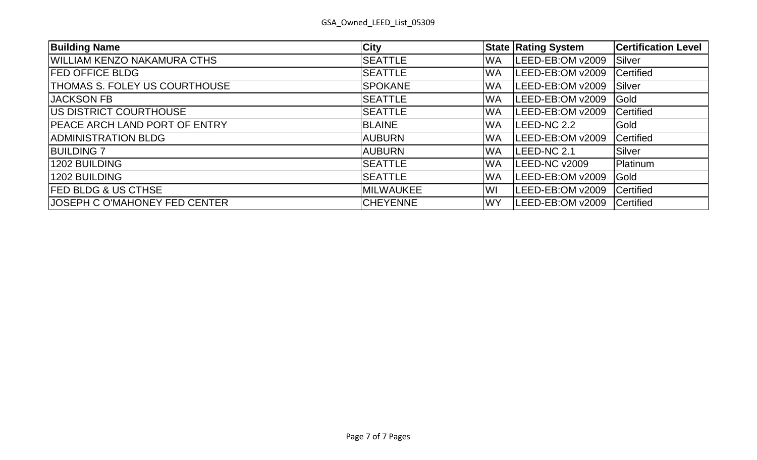| Building Name | City | State | Rating System | Certification Level |
|---|---|---|---|---|
| WILLIAM KENZO NAKAMURA CTHS | SEATTLE | WA | LEED-EB:OM v2009 | Silver |
| FED OFFICE BLDG | SEATTLE | WA | LEED-EB:OM v2009 | Certified |
| THOMAS S. FOLEY US COURTHOUSE | SPOKANE | WA | LEED-EB:OM v2009 | Silver |
| JACKSON FB | SEATTLE | WA | LEED-EB:OM v2009 | Gold |
| US DISTRICT COURTHOUSE | SEATTLE | WA | LEED-EB:OM v2009 | Certified |
| PEACE ARCH LAND PORT OF ENTRY | BLAINE | WA | LEED-NC 2.2 | Gold |
| ADMINISTRATION BLDG | AUBURN | WA | LEED-EB:OM v2009 | Certified |
| BUILDING 7 | AUBURN | WA | LEED-NC 2.1 | Silver |
| 1202 BUILDING | SEATTLE | WA | LEED-NC v2009 | Platinum |
| 1202 BUILDING | SEATTLE | WA | LEED-EB:OM v2009 | Gold |
| FED BLDG & US CTHSE | MILWAUKEE | WI | LEED-EB:OM v2009 | Certified |
| JOSEPH C O'MAHONEY FED CENTER | CHEYENNE | WY | LEED-EB:OM v2009 | Certified |